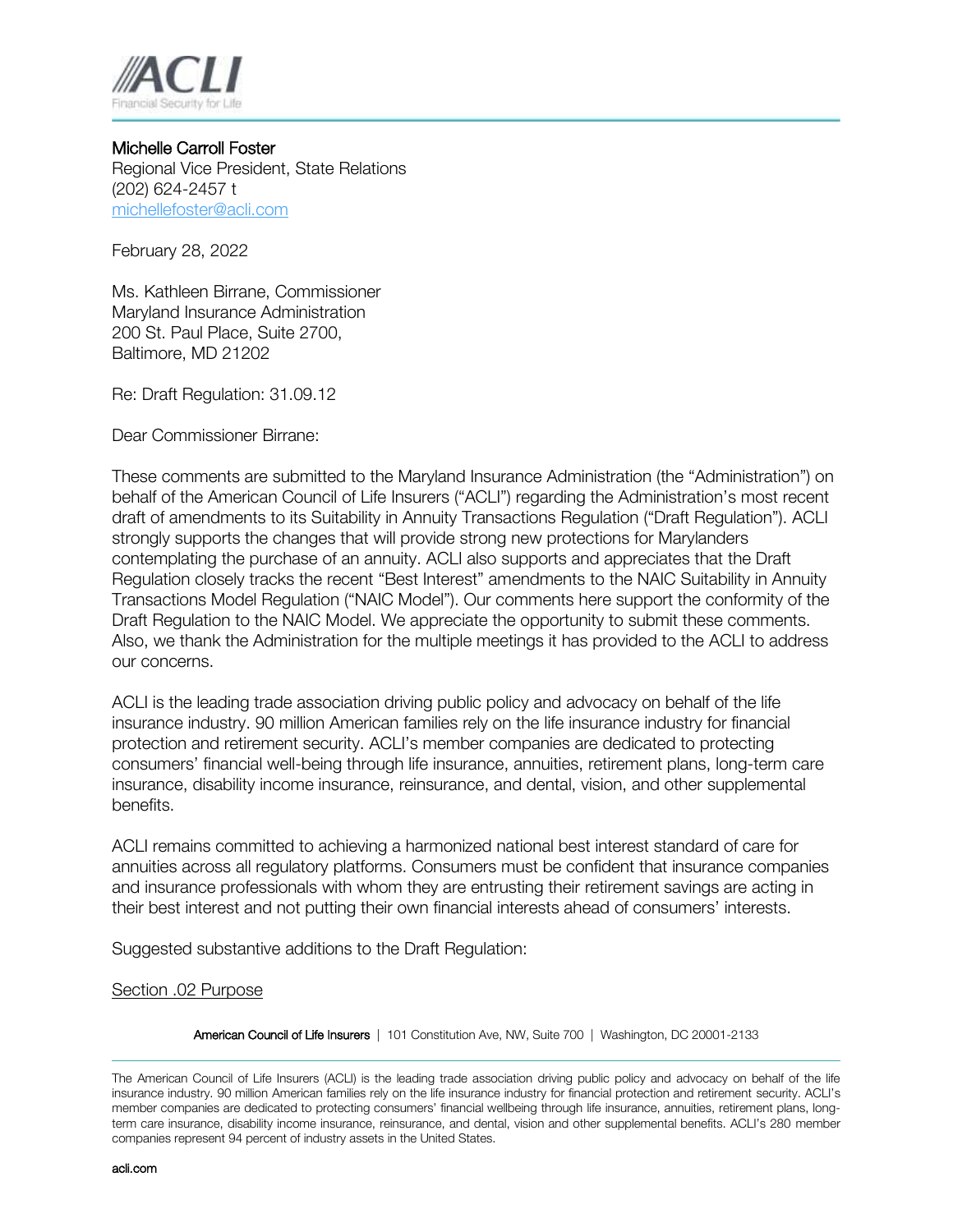**Michelle Carroll Foster**
Regional Vice President, State Relations
(202) 624-2457 t
michellefoster@acli.com

February 28, 2022

Ms. Kathleen Birrane, Commissioner
Maryland Insurance Administration
200 St. Paul Place, Suite 2700,
Baltimore, MD 21202

Re: Draft Regulation: 31.09.12

Dear Commissioner Birrane:

These comments are submitted to the Maryland Insurance Administration (the "Administration") on behalf of the American Council of Life Insurers ("ACLI") regarding the Administration's most recent draft of amendments to its Suitability in Annuity Transactions Regulation ("Draft Regulation"). ACLI strongly supports the changes that will provide strong new protections for Marylanders contemplating the purchase of an annuity. ACLI also supports and appreciates that the Draft Regulation closely tracks the recent "Best Interest" amendments to the NAIC Suitability in Annuity Transactions Model Regulation ("NAIC Model"). Our comments here support the conformity of the Draft Regulation to the NAIC Model. We appreciate the opportunity to submit these comments. Also, we thank the Administration for the multiple meetings it has provided to the ACLI to address our concerns.

ACLI is the leading trade association driving public policy and advocacy on behalf of the life insurance industry. 90 million American families rely on the life insurance industry for financial protection and retirement security. ACLI's member companies are dedicated to protecting consumers' financial well-being through life insurance, annuities, retirement plans, long-term care insurance, disability income insurance, reinsurance, and dental, vision, and other supplemental benefits.

ACLI remains committed to achieving a harmonized national best interest standard of care for annuities across all regulatory platforms. Consumers must be confident that insurance companies and insurance professionals with whom they are entrusting their retirement savings are acting in their best interest and not putting their own financial interests ahead of consumers' interests.

Suggested substantive additions to the Draft Regulation:

Section .02 Purpose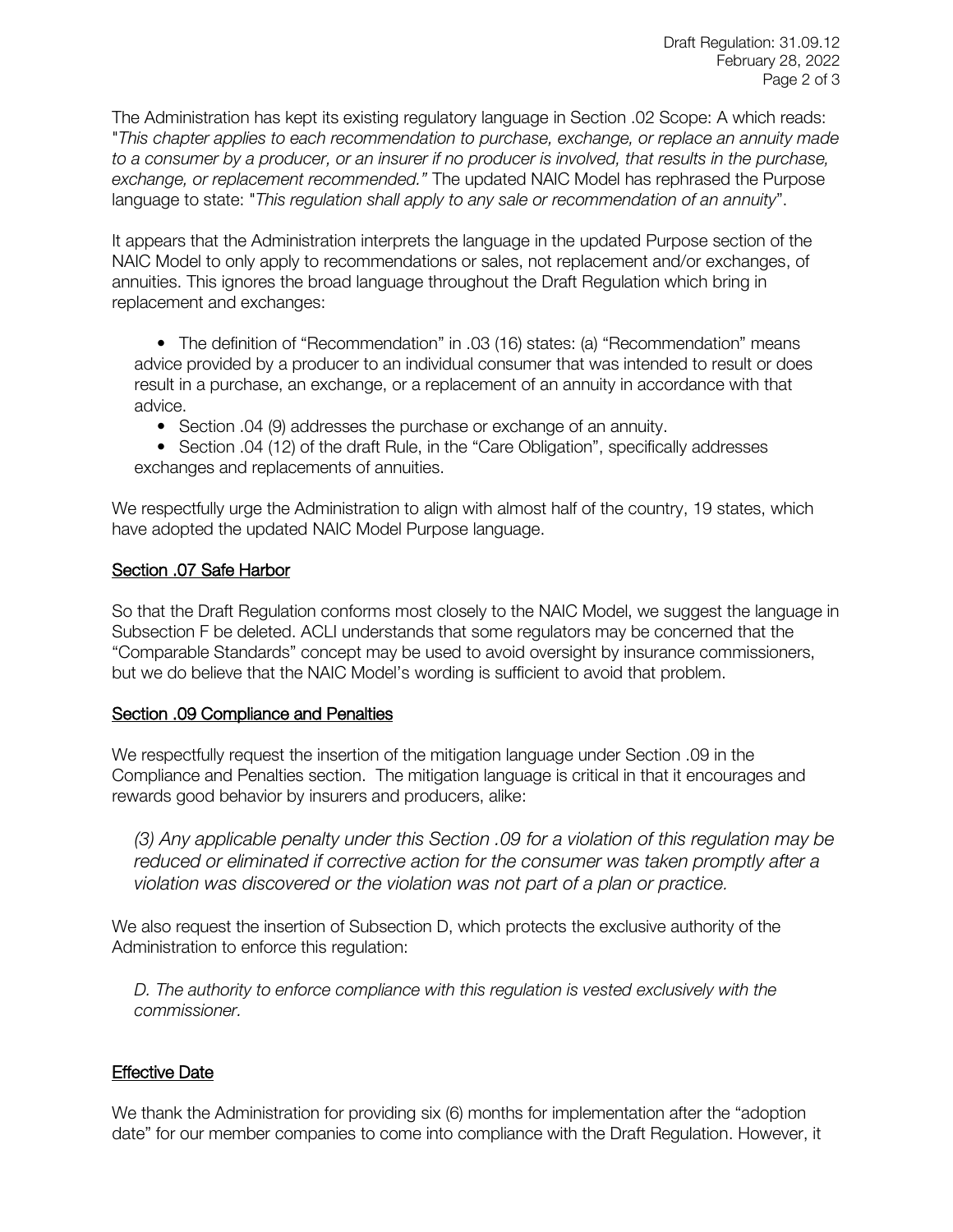The Administration has kept its existing regulatory language in Section .02 Scope: A which reads: "*This chapter applies to each recommendation to purchase, exchange, or replace an annuity made to a consumer by a producer, or an insurer if no producer is involved, that results in the purchase, exchange, or replacement recommended.*" The updated NAIC Model has rephrased the Purpose language to state: "*This regulation shall apply to any sale or recommendation of an annuity*".

It appears that the Administration interprets the language in the updated Purpose section of the NAIC Model to only apply to recommendations or sales, not replacement and/or exchanges, of annuities. This ignores the broad language throughout the Draft Regulation which bring in replacement and exchanges:

- The definition of "Recommendation" in .03 (16) states: (a) "Recommendation" means advice provided by a producer to an individual consumer that was intended to result or does result in a purchase, an exchange, or a replacement of an annuity in accordance with that advice.
- Section .04 (9) addresses the purchase or exchange of an annuity.
- Section .04 (12) of the draft Rule, in the "Care Obligation", specifically addresses exchanges and replacements of annuities.

We respectfully urge the Administration to align with almost half of the country, 19 states, which have adopted the updated NAIC Model Purpose language.

## Section .07 Safe Harbor

So that the Draft Regulation conforms most closely to the NAIC Model, we suggest the language in Subsection F be deleted. ACLI understands that some regulators may be concerned that the "Comparable Standards" concept may be used to avoid oversight by insurance commissioners, but we do believe that the NAIC Model's wording is sufficient to avoid that problem.

## Section .09 Compliance and Penalties

We respectfully request the insertion of the mitigation language under Section .09 in the Compliance and Penalties section. The mitigation language is critical in that it encourages and rewards good behavior by insurers and producers, alike:

> *(3) Any applicable penalty under this Section .09 for a violation of this regulation may be reduced or eliminated if corrective action for the consumer was taken promptly after a violation was discovered or the violation was not part of a plan or practice.*

We also request the insertion of Subsection D, which protects the exclusive authority of the Administration to enforce this regulation:

> *D. The authority to enforce compliance with this regulation is vested exclusively with the commissioner.*

## Effective Date

We thank the Administration for providing six (6) months for implementation after the "adoption date" for our member companies to come into compliance with the Draft Regulation. However, it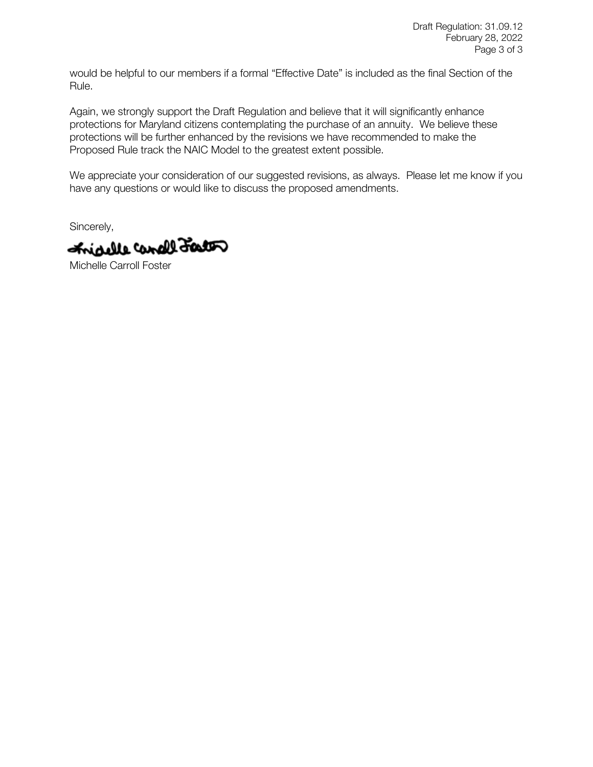would be helpful to our members if a formal "Effective Date" is included as the final Section of the Rule.

Again, we strongly support the Draft Regulation and believe that it will significantly enhance protections for Maryland citizens contemplating the purchase of an annuity. We believe these protections will be further enhanced by the revisions we have recommended to make the Proposed Rule track the NAIC Model to the greatest extent possible.

We appreciate your consideration of our suggested revisions, as always. Please let me know if you have any questions or would like to discuss the proposed amendments.

Sincerely,

Michelle Carroll Foster